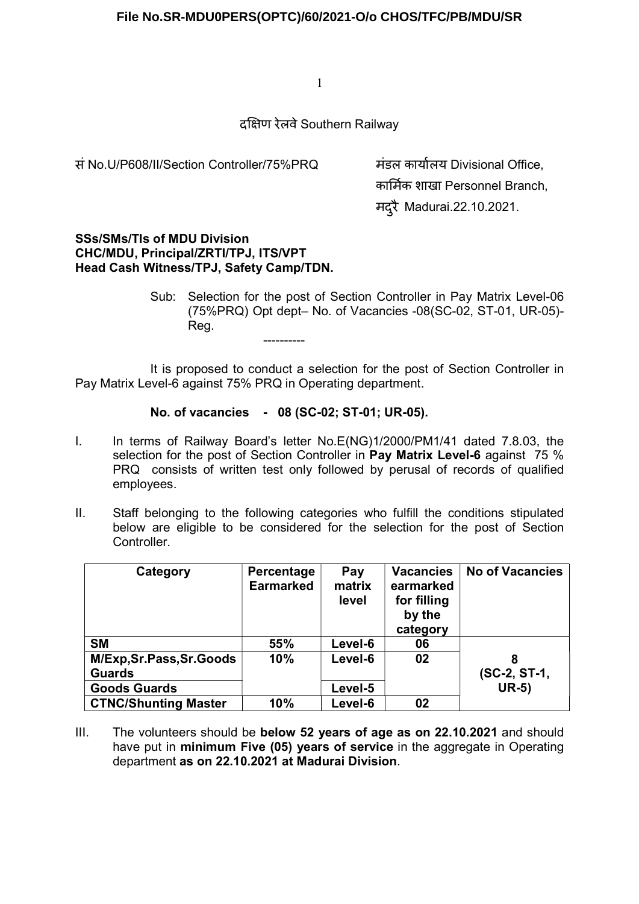दक्षिण रेलवे Southern Railway

सं No.U/P608/II/Section Controller/75%PRQ

मंडल कार्यालय Divisional Office,
कार्मिक शाखा Personnel Branch,
मदुरै Madurai.22.10.2021.

**SSs/SMs/TIs of MDU Division**
**CHC/MDU, Principal/ZRTI/TPJ, ITS/VPT**
**Head Cash Witness/TPJ, Safety Camp/TDN.**

Sub: Selection for the post of Section Controller in Pay Matrix Level-06 (75%PRQ) Opt dept– No. of Vacancies -08(SC-02, ST-01, UR-05)- Reg.

----------

It is proposed to conduct a selection for the post of Section Controller in Pay Matrix Level-6 against 75% PRQ in Operating department.

**No. of vacancies - 08 (SC-02; ST-01; UR-05).**

I. In terms of Railway Board's letter No.E(NG)1/2000/PM1/41 dated 7.8.03, the selection for the post of Section Controller in **Pay Matrix Level-6** against 75 % PRQ consists of written test only followed by perusal of records of qualified employees.

II. Staff belonging to the following categories who fulfill the conditions stipulated below are eligible to be considered for the selection for the post of Section Controller.

| Category | Percentage Earmarked | Pay matrix level | Vacancies earmarked for filling by the category | No of Vacancies |
|---|---|---|---|---|
| **SM** | **55%** | **Level-6** | **06** | **8 (SC-2, ST-1, UR-5)** |
| **M/Exp,Sr.Pass,Sr.Goods Guards** | **10%** | **Level-6** | **02** | |
| **Goods Guards** | | **Level-5** | | |
| **CTNC/Shunting Master** | **10%** | **Level-6** | **02** | |

III. The volunteers should be **below 52 years of age as on 22.10.2021** and should have put in **minimum Five (05) years of service** in the aggregate in Operating department **as on 22.10.2021 at Madurai Division**.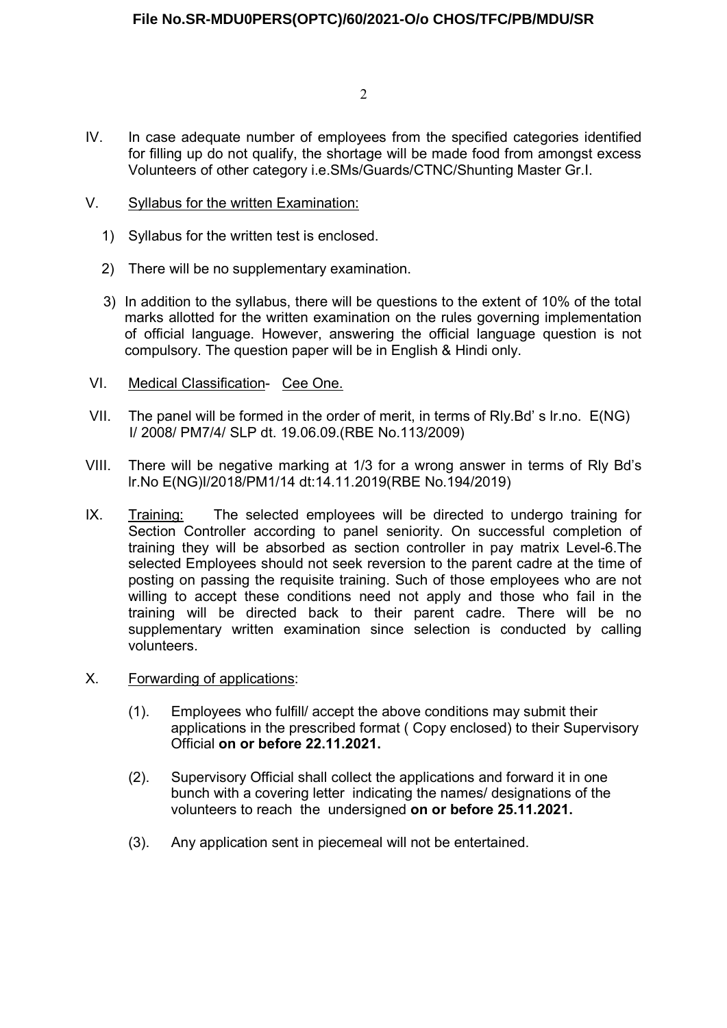IV. In case adequate number of employees from the specified categories identified for filling up do not qualify, the shortage will be made food from amongst excess Volunteers of other category i.e.SMs/Guards/CTNC/Shunting Master Gr.I.

V. Syllabus for the written Examination:

1) Syllabus for the written test is enclosed.

2) There will be no supplementary examination.

3) In addition to the syllabus, there will be questions to the extent of 10% of the total marks allotted for the written examination on the rules governing implementation of official language. However, answering the official language question is not compulsory. The question paper will be in English & Hindi only.

VI. Medical Classification- Cee One.

VII. The panel will be formed in the order of merit, in terms of Rly.Bd' s lr.no. E(NG) I/ 2008/ PM7/4/ SLP dt. 19.06.09.(RBE No.113/2009)

VIII. There will be negative marking at 1/3 for a wrong answer in terms of Rly Bd's lr.No E(NG)I/2018/PM1/14 dt:14.11.2019(RBE No.194/2019)

IX. Training: The selected employees will be directed to undergo training for Section Controller according to panel seniority. On successful completion of training they will be absorbed as section controller in pay matrix Level-6.The selected Employees should not seek reversion to the parent cadre at the time of posting on passing the requisite training. Such of those employees who are not willing to accept these conditions need not apply and those who fail in the training will be directed back to their parent cadre. There will be no supplementary written examination since selection is conducted by calling volunteers.

X. Forwarding of applications:

(1). Employees who fulfill/ accept the above conditions may submit their applications in the prescribed format ( Copy enclosed) to their Supervisory Official **on or before 22.11.2021.**

(2). Supervisory Official shall collect the applications and forward it in one bunch with a covering letter indicating the names/ designations of the volunteers to reach the undersigned **on or before 25.11.2021.**

(3). Any application sent in piecemeal will not be entertained.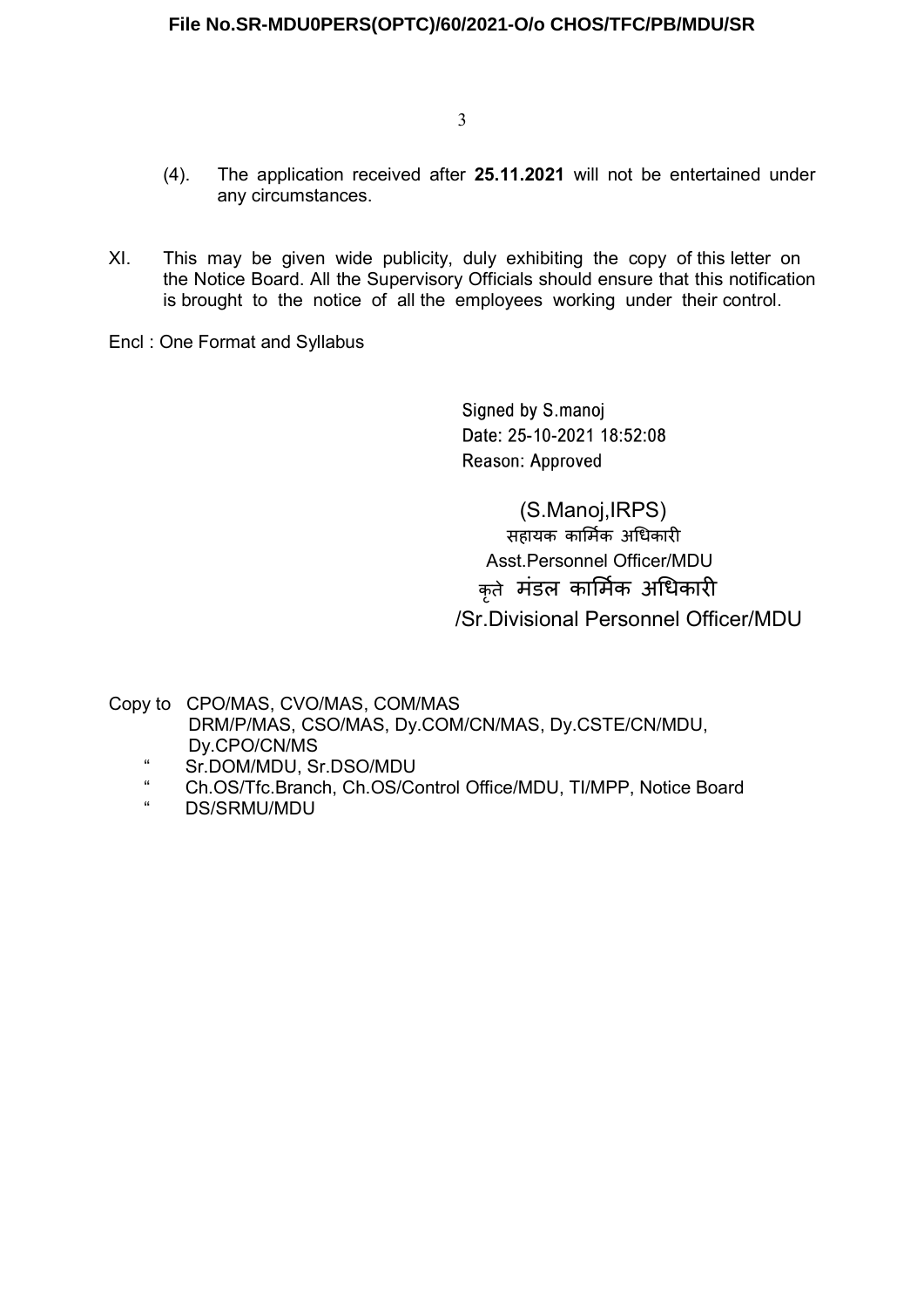(4). The application received after **25.11.2021** will not be entertained under any circumstances.

XI. This may be given wide publicity, duly exhibiting the copy of this letter on the Notice Board. All the Supervisory Officials should ensure that this notification is brought to the notice of all the employees working under their control.

Encl : One Format and Syllabus

Signed by S.manoj
Date: 25-10-2021 18:52:08
Reason: Approved

(S.Manoj,IRPS)
सहायक कार्मिक अधिकारी
Asst.Personnel Officer/MDU
कृते मंडल कार्मिक अधिकारी
/Sr.Divisional Personnel Officer/MDU

Copy to CPO/MAS, CVO/MAS, COM/MAS
DRM/P/MAS, CSO/MAS, Dy.COM/CN/MAS, Dy.CSTE/CN/MDU, Dy.CPO/CN/MS
" Sr.DOM/MDU, Sr.DSO/MDU
" Ch.OS/Tfc.Branch, Ch.OS/Control Office/MDU, TI/MPP, Notice Board
" DS/SRMU/MDU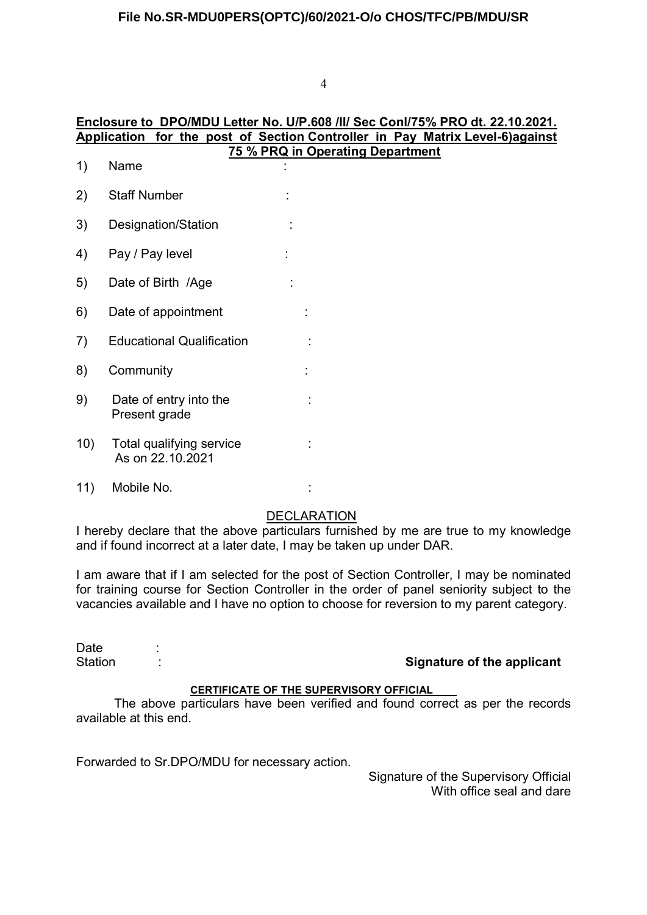**Enclosure to DPO/MDU Letter No. U/P.608 /II/ Sec Conl/75% PRO dt. 22.10.2021.**
**Application for the post of Section Controller in Pay Matrix Level-6)against 75 % PRQ in Operating Department**

1) Name :

2) Staff Number :

3) Designation/Station :

4) Pay / Pay level :

5) Date of Birth /Age :

6) Date of appointment :

7) Educational Qualification :

8) Community :

9) Date of entry into the Present grade :

10) Total qualifying service As on 22.10.2021 :

11) Mobile No. :

DECLARATION

I hereby declare that the above particulars furnished by me are true to my knowledge and if found incorrect at a later date, I may be taken up under DAR.

I am aware that if I am selected for the post of Section Controller, I may be nominated for training course for Section Controller in the order of panel seniority subject to the vacancies available and I have no option to choose for reversion to my parent category.

Date :
Station :

**Signature of the applicant**

**CERTIFICATE OF THE SUPERVISORY OFFICIAL**

The above particulars have been verified and found correct as per the records available at this end.

Forwarded to Sr.DPO/MDU for necessary action.

Signature of the Supervisory Official
With office seal and dare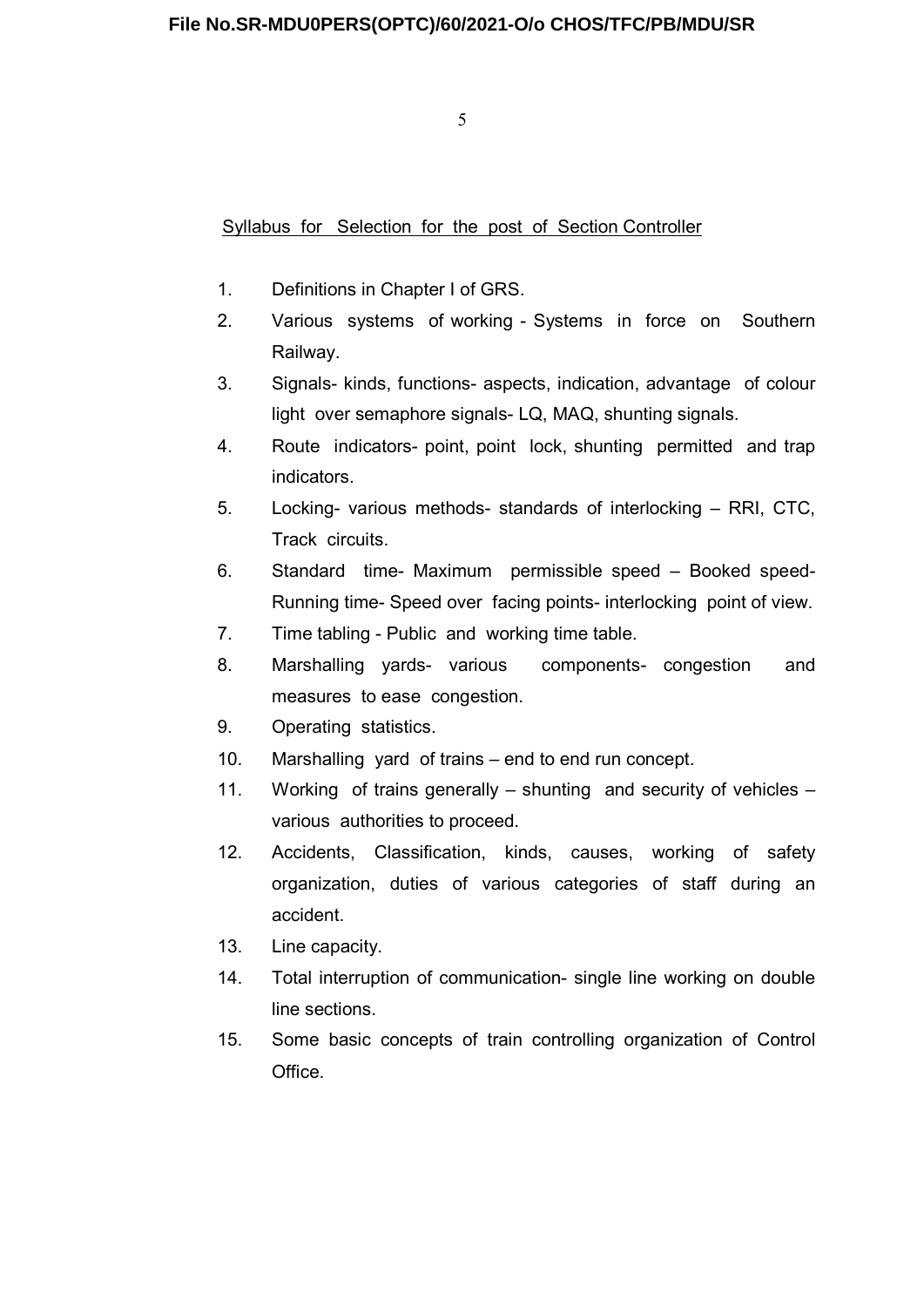## Syllabus for Selection for the post of Section Controller

1. Definitions in Chapter I of GRS.
2. Various systems of working - Systems in force on Southern Railway.
3. Signals- kinds, functions- aspects, indication, advantage of colour light over semaphore signals- LQ, MAQ, shunting signals.
4. Route indicators- point, point lock, shunting permitted and trap indicators.
5. Locking- various methods- standards of interlocking – RRI, CTC, Track circuits.
6. Standard time- Maximum permissible speed – Booked speed- Running time- Speed over facing points- interlocking point of view.
7. Time tabling - Public and working time table.
8. Marshalling yards- various components- congestion and measures to ease congestion.
9. Operating statistics.
10. Marshalling yard of trains – end to end run concept.
11. Working of trains generally – shunting and security of vehicles – various authorities to proceed.
12. Accidents, Classification, kinds, causes, working of safety organization, duties of various categories of staff during an accident.
13. Line capacity.
14. Total interruption of communication- single line working on double line sections.
15. Some basic concepts of train controlling organization of Control Office.